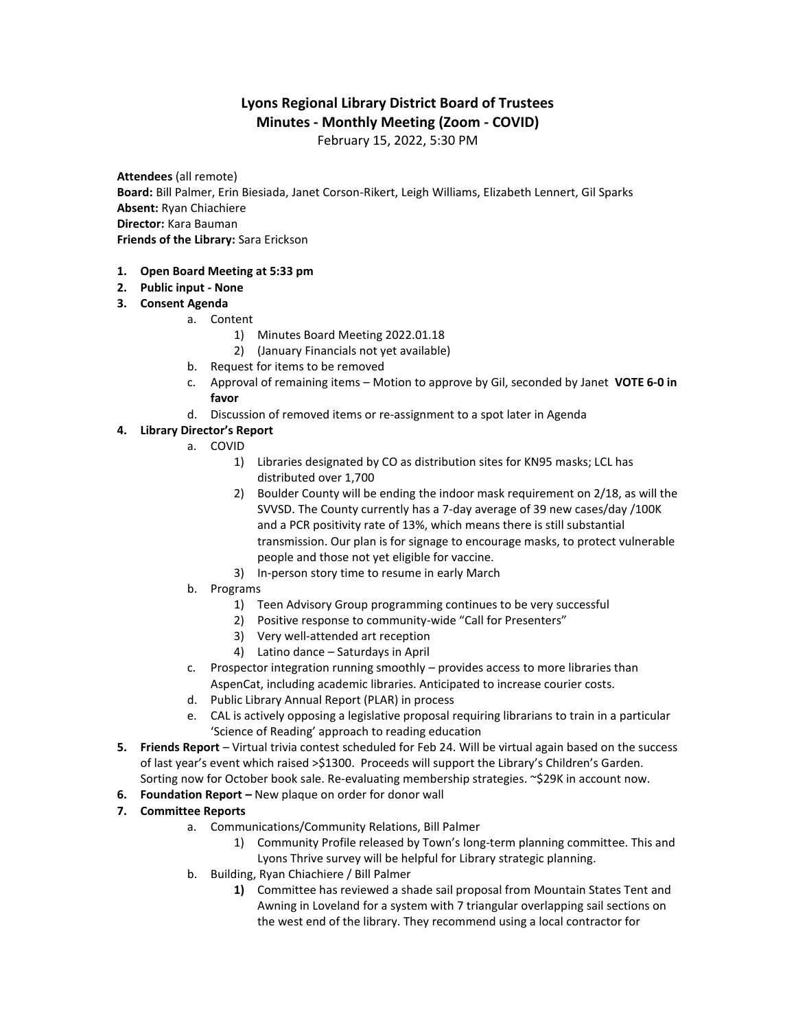# Lyons Regional Library District Board of Trustees
## Minutes - Monthly Meeting (Zoom - COVID)

February 15, 2022, 5:30 PM

**Attendees** (all remote)
**Board:** Bill Palmer, Erin Biesiada, Janet Corson-Rikert, Leigh Williams, Elizabeth Lennert, Gil Sparks
**Absent:** Ryan Chiachiere
**Director:** Kara Bauman
**Friends of the Library:** Sara Erickson

1. **Open Board Meeting at 5:33 pm**
2. **Public input - None**
3. **Consent Agenda**
    a. Content
        1) Minutes Board Meeting 2022.01.18
        2) (January Financials not yet available)
    b. Request for items to be removed
    c. Approval of remaining items – Motion to approve by Gil, seconded by Janet **VOTE 6-0 in favor**
    d. Discussion of removed items or re-assignment to a spot later in Agenda
4. **Library Director's Report**
    a. COVID
        1) Libraries designated by CO as distribution sites for KN95 masks; LCL has distributed over 1,700
        2) Boulder County will be ending the indoor mask requirement on 2/18, as will the SVVSD. The County currently has a 7-day average of 39 new cases/day /100K and a PCR positivity rate of 13%, which means there is still substantial transmission. Our plan is for signage to encourage masks, to protect vulnerable people and those not yet eligible for vaccine.
        3) In-person story time to resume in early March
    b. Programs
        1) Teen Advisory Group programming continues to be very successful
        2) Positive response to community-wide "Call for Presenters"
        3) Very well-attended art reception
        4) Latino dance – Saturdays in April
    c. Prospector integration running smoothly – provides access to more libraries than AspenCat, including academic libraries. Anticipated to increase courier costs.
    d. Public Library Annual Report (PLAR) in process
    e. CAL is actively opposing a legislative proposal requiring librarians to train in a particular 'Science of Reading' approach to reading education
5. **Friends Report** – Virtual trivia contest scheduled for Feb 24. Will be virtual again based on the success of last year's event which raised >$1300. Proceeds will support the Library's Children's Garden. Sorting now for October book sale. Re-evaluating membership strategies. ~$29K in account now.
6. **Foundation Report –** New plaque on order for donor wall
7. **Committee Reports**
    a. Communications/Community Relations, Bill Palmer
        1) Community Profile released by Town's long-term planning committee. This and Lyons Thrive survey will be helpful for Library strategic planning.
    b. Building, Ryan Chiachiere / Bill Palmer
        **1)** Committee has reviewed a shade sail proposal from Mountain States Tent and Awning in Loveland for a system with 7 triangular overlapping sail sections on the west end of the library. They recommend using a local contractor for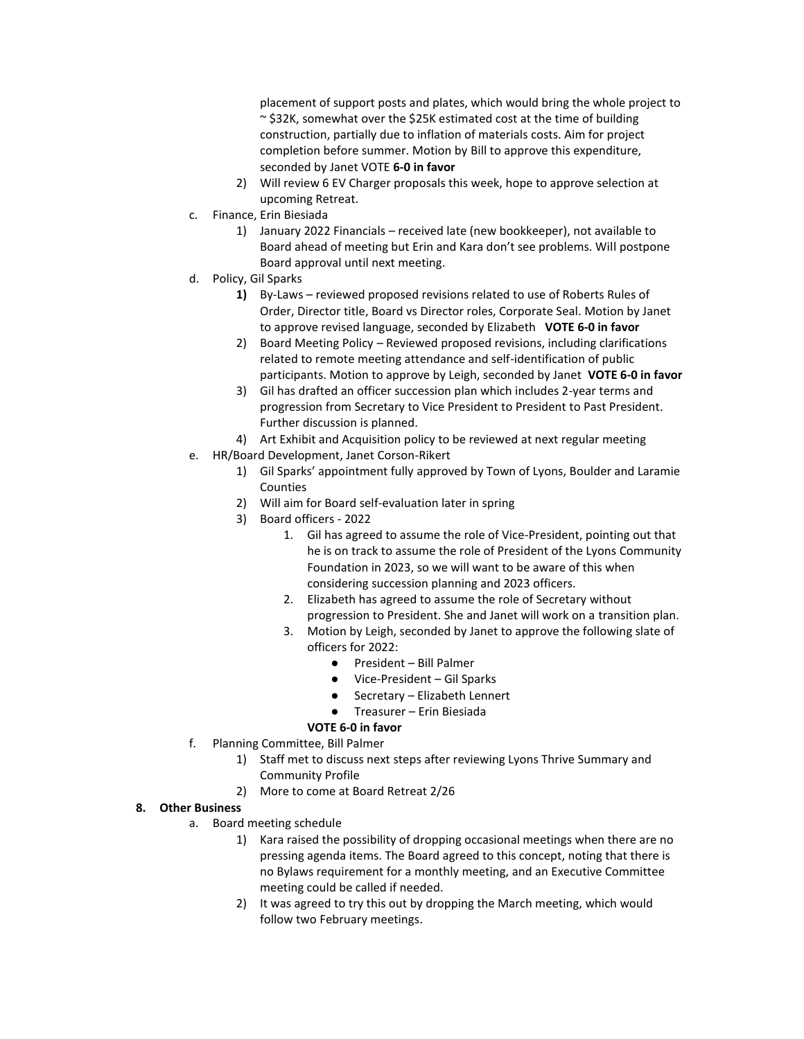placement of support posts and plates, which would bring the whole project to ~ $32K, somewhat over the $25K estimated cost at the time of building construction, partially due to inflation of materials costs. Aim for project completion before summer. Motion by Bill to approve this expenditure, seconded by Janet VOTE **6-0 in favor**

   2) Will review 6 EV Charger proposals this week, hope to approve selection at upcoming Retreat.

c. Finance, Erin Biesiada
   1) January 2022 Financials – received late (new bookkeeper), not available to Board ahead of meeting but Erin and Kara don't see problems. Will postpone Board approval until next meeting.

d. Policy, Gil Sparks
   **1)** By-Laws – reviewed proposed revisions related to use of Roberts Rules of Order, Director title, Board vs Director roles, Corporate Seal. Motion by Janet to approve revised language, seconded by Elizabeth **VOTE 6-0 in favor**
   2) Board Meeting Policy – Reviewed proposed revisions, including clarifications related to remote meeting attendance and self-identification of public participants. Motion to approve by Leigh, seconded by Janet **VOTE 6-0 in favor**
   3) Gil has drafted an officer succession plan which includes 2-year terms and progression from Secretary to Vice President to President to Past President. Further discussion is planned.
   4) Art Exhibit and Acquisition policy to be reviewed at next regular meeting

e. HR/Board Development, Janet Corson-Rikert
   1) Gil Sparks' appointment fully approved by Town of Lyons, Boulder and Laramie Counties
   2) Will aim for Board self-evaluation later in spring
   3) Board officers - 2022
      1. Gil has agreed to assume the role of Vice-President, pointing out that he is on track to assume the role of President of the Lyons Community Foundation in 2023, so we will want to be aware of this when considering succession planning and 2023 officers.
      2. Elizabeth has agreed to assume the role of Secretary without progression to President. She and Janet will work on a transition plan.
      3. Motion by Leigh, seconded by Janet to approve the following slate of officers for 2022:
         - President – Bill Palmer
         - Vice-President – Gil Sparks
         - Secretary – Elizabeth Lennert
         - Treasurer – Erin Biesiada

      **VOTE 6-0 in favor**

f. Planning Committee, Bill Palmer
   1) Staff met to discuss next steps after reviewing Lyons Thrive Summary and Community Profile
   2) More to come at Board Retreat 2/26

**8. Other Business**

a. Board meeting schedule
   1) Kara raised the possibility of dropping occasional meetings when there are no pressing agenda items. The Board agreed to this concept, noting that there is no Bylaws requirement for a monthly meeting, and an Executive Committee meeting could be called if needed.
   2) It was agreed to try this out by dropping the March meeting, which would follow two February meetings.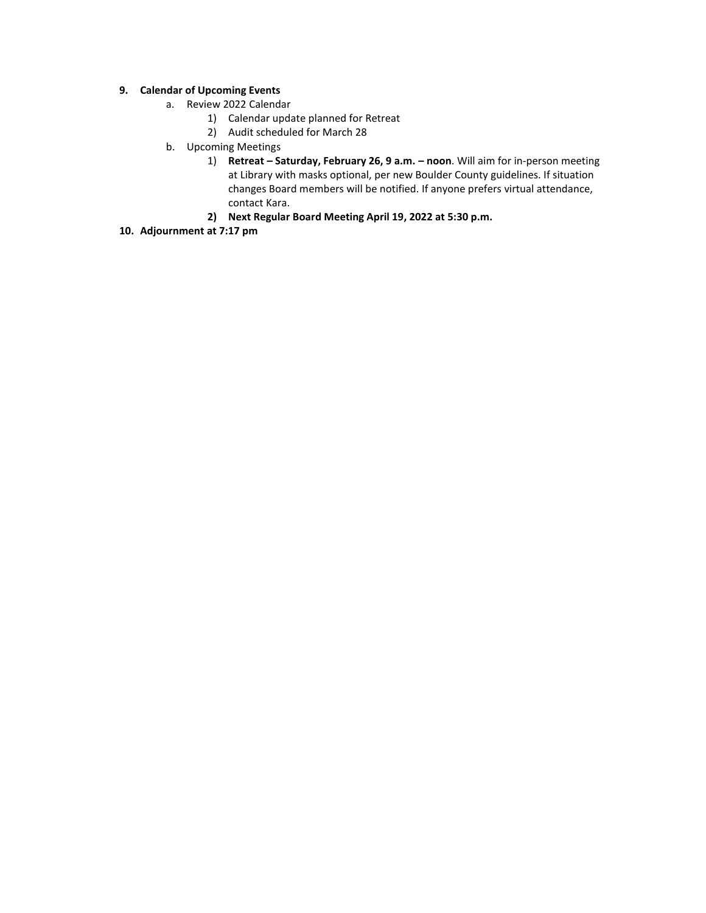**9. Calendar of Upcoming Events**

a. Review 2022 Calendar
   1) Calendar update planned for Retreat
   2) Audit scheduled for March 28

b. Upcoming Meetings
   1) **Retreat – Saturday, February 26, 9 a.m. – noon**. Will aim for in-person meeting at Library with masks optional, per new Boulder County guidelines. If situation changes Board members will be notified. If anyone prefers virtual attendance, contact Kara.
   2) **Next Regular Board Meeting April 19, 2022 at 5:30 p.m.**

**10. Adjournment at 7:17 pm**